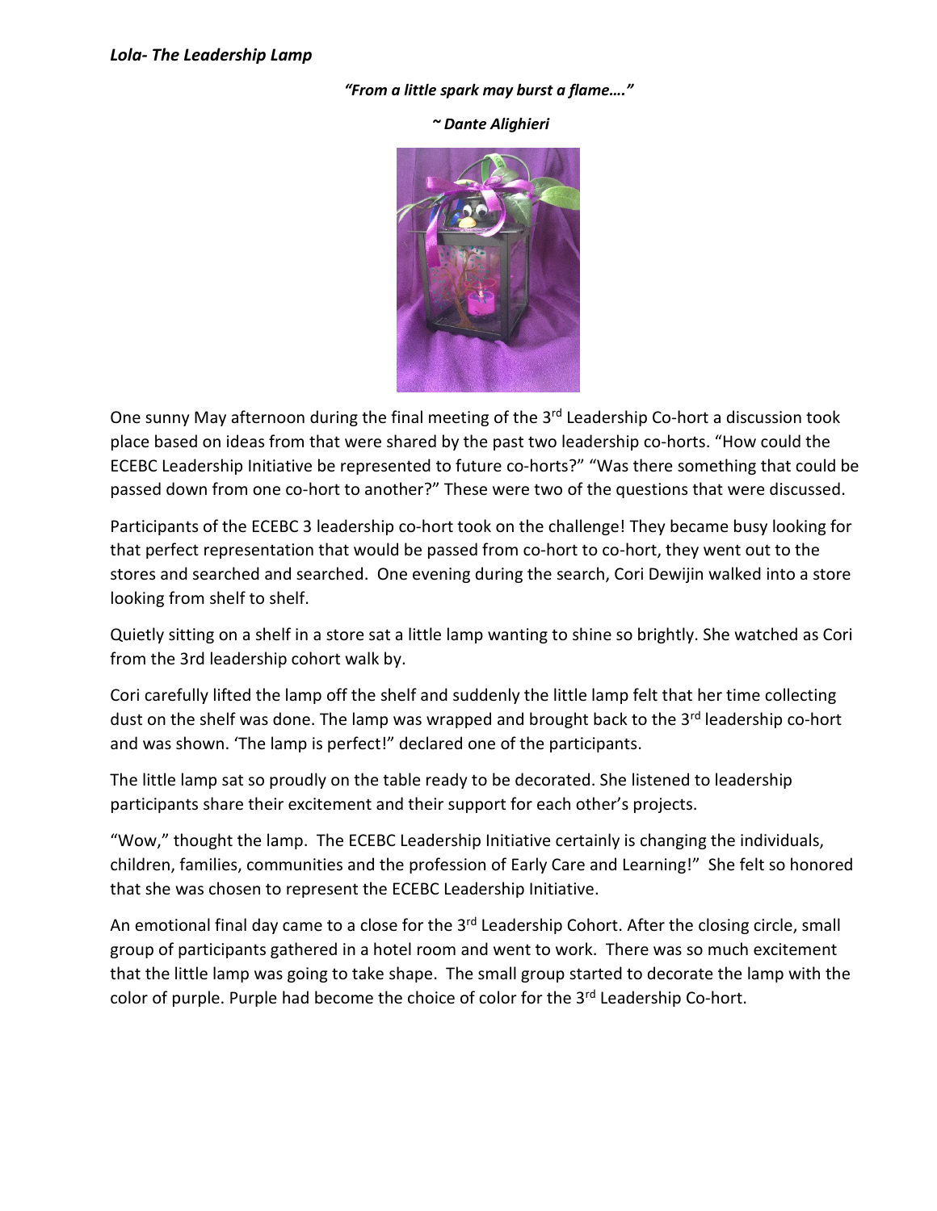***Lola- The Leadership Lamp***

***"From a little spark may burst a flame…."***

***~ Dante Alighieri***

One sunny May afternoon during the final meeting of the 3rd Leadership Co-hort a discussion took place based on ideas from that were shared by the past two leadership co-horts. "How could the ECEBC Leadership Initiative be represented to future co-horts?" "Was there something that could be passed down from one co-hort to another?" These were two of the questions that were discussed.

Participants of the ECEBC 3 leadership co-hort took on the challenge! They became busy looking for that perfect representation that would be passed from co-hort to co-hort, they went out to the stores and searched and searched. One evening during the search, Cori Dewijin walked into a store looking from shelf to shelf.

Quietly sitting on a shelf in a store sat a little lamp wanting to shine so brightly. She watched as Cori from the 3rd leadership cohort walk by.

Cori carefully lifted the lamp off the shelf and suddenly the little lamp felt that her time collecting dust on the shelf was done. The lamp was wrapped and brought back to the 3rd leadership co-hort and was shown. 'The lamp is perfect!" declared one of the participants.

The little lamp sat so proudly on the table ready to be decorated. She listened to leadership participants share their excitement and their support for each other's projects.

"Wow," thought the lamp. The ECEBC Leadership Initiative certainly is changing the individuals, children, families, communities and the profession of Early Care and Learning!" She felt so honored that she was chosen to represent the ECEBC Leadership Initiative.

An emotional final day came to a close for the 3rd Leadership Cohort. After the closing circle, small group of participants gathered in a hotel room and went to work. There was so much excitement that the little lamp was going to take shape. The small group started to decorate the lamp with the color of purple. Purple had become the choice of color for the 3rd Leadership Co-hort.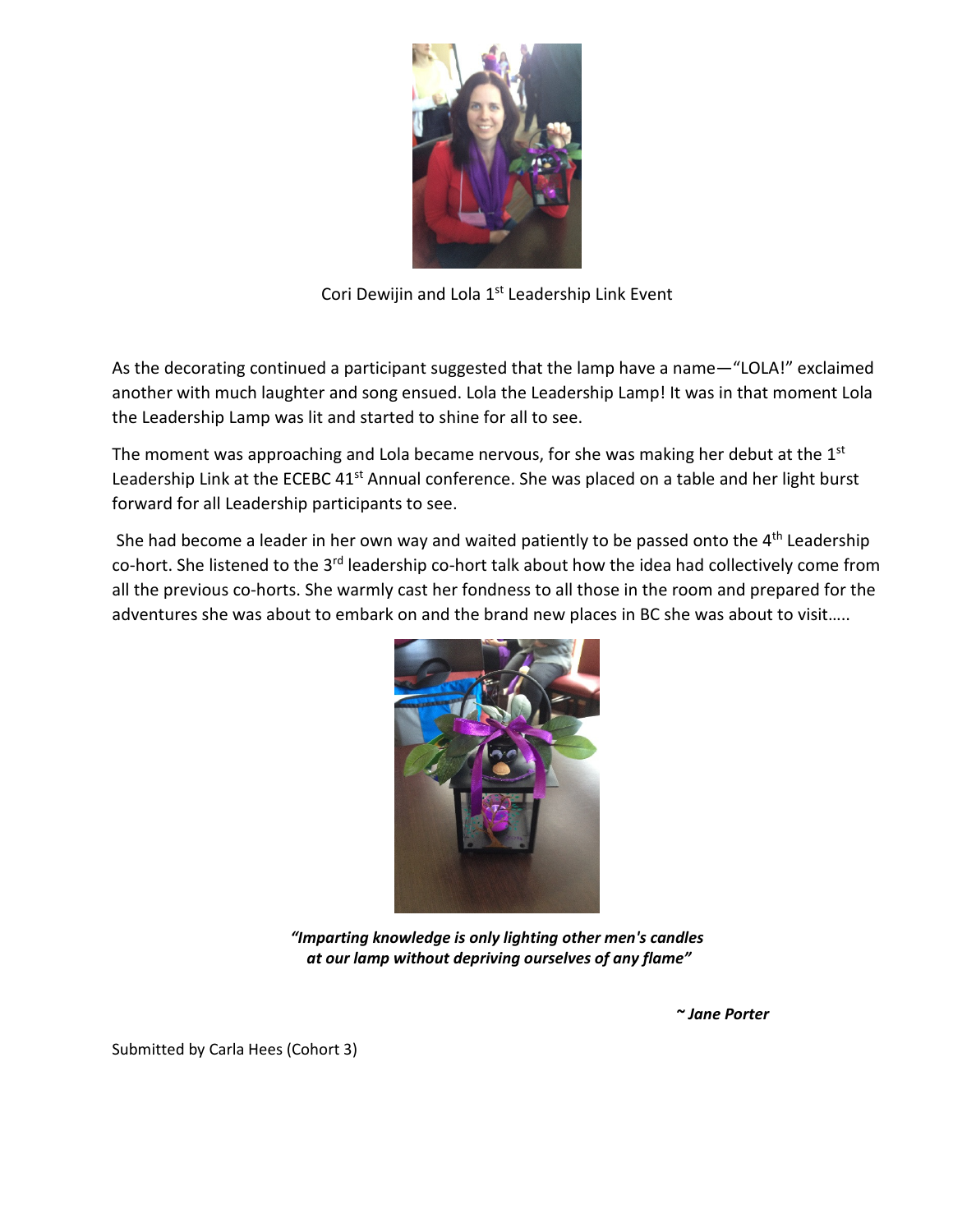Cori Dewijin and Lola 1st Leadership Link Event

As the decorating continued a participant suggested that the lamp have a name—"LOLA!" exclaimed another with much laughter and song ensued. Lola the Leadership Lamp! It was in that moment Lola the Leadership Lamp was lit and started to shine for all to see.

The moment was approaching and Lola became nervous, for she was making her debut at the 1st Leadership Link at the ECEBC 41st Annual conference. She was placed on a table and her light burst forward for all Leadership participants to see.

She had become a leader in her own way and waited patiently to be passed onto the 4th Leadership co-hort. She listened to the 3rd leadership co-hort talk about how the idea had collectively come from all the previous co-horts. She warmly cast her fondness to all those in the room and prepared for the adventures she was about to embark on and the brand new places in BC she was about to visit…..

***"Imparting knowledge is only lighting other men's candles at our lamp without depriving ourselves of any flame"***

***~ Jane Porter***

Submitted by Carla Hees (Cohort 3)